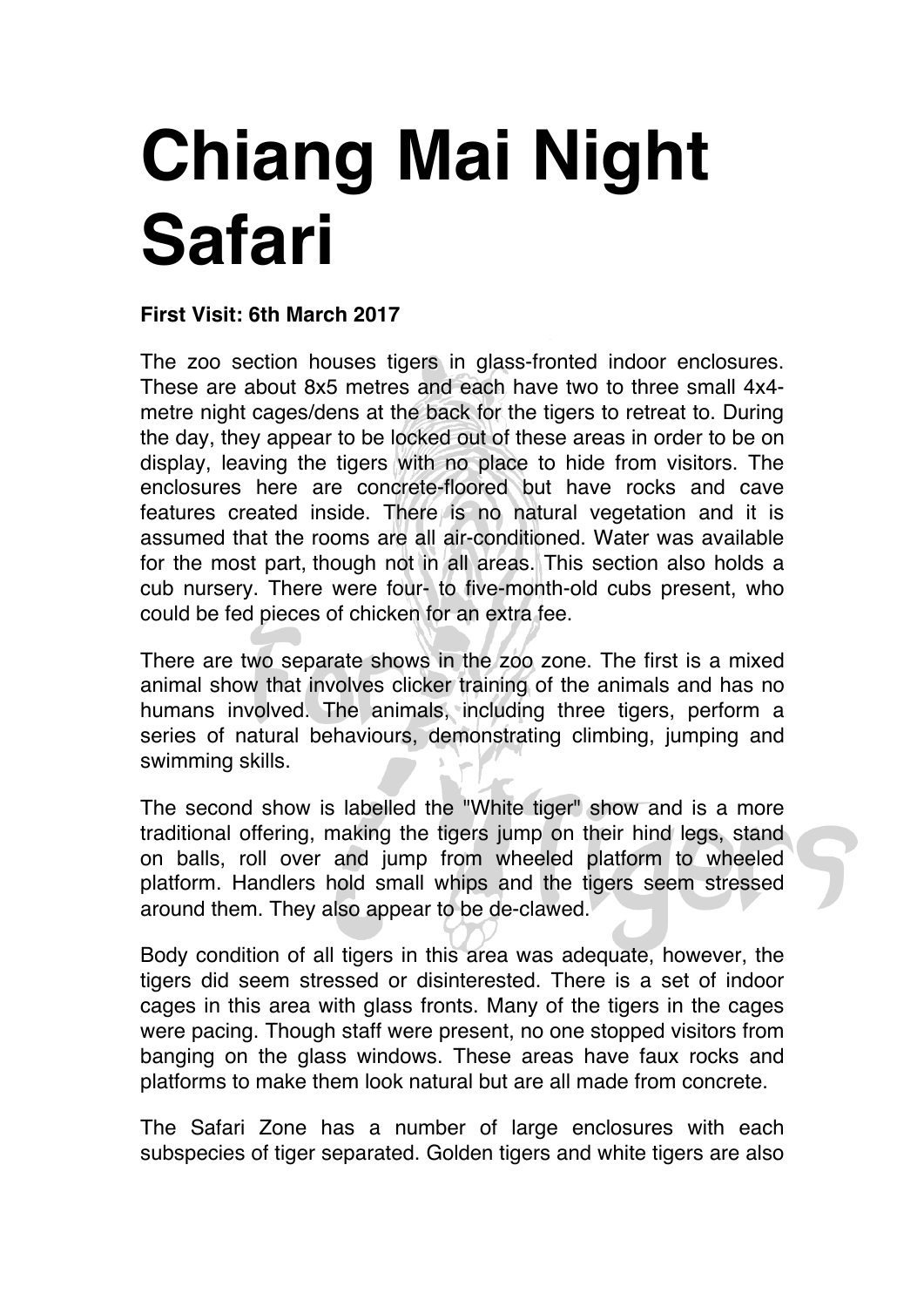# Chiang Mai Night Safari

**First Visit: 6th March 2017**

The zoo section houses tigers in glass-fronted indoor enclosures. These are about 8x5 metres and each have two to three small 4x4-metre night cages/dens at the back for the tigers to retreat to. During the day, they appear to be locked out of these areas in order to be on display, leaving the tigers with no place to hide from visitors. The enclosures here are concrete-floored but have rocks and cave features created inside. There is no natural vegetation and it is assumed that the rooms are all air-conditioned. Water was available for the most part, though not in all areas. This section also holds a cub nursery. There were four- to five-month-old cubs present, who could be fed pieces of chicken for an extra fee.

There are two separate shows in the zoo zone. The first is a mixed animal show that involves clicker training of the animals and has no humans involved. The animals, including three tigers, perform a series of natural behaviours, demonstrating climbing, jumping and swimming skills.

The second show is labelled the "White tiger" show and is a more traditional offering, making the tigers jump on their hind legs, stand on balls, roll over and jump from wheeled platform to wheeled platform. Handlers hold small whips and the tigers seem stressed around them. They also appear to be de-clawed.

Body condition of all tigers in this area was adequate, however, the tigers did seem stressed or disinterested. There is a set of indoor cages in this area with glass fronts. Many of the tigers in the cages were pacing. Though staff were present, no one stopped visitors from banging on the glass windows. These areas have faux rocks and platforms to make them look natural but are all made from concrete.

The Safari Zone has a number of large enclosures with each subspecies of tiger separated. Golden tigers and white tigers are also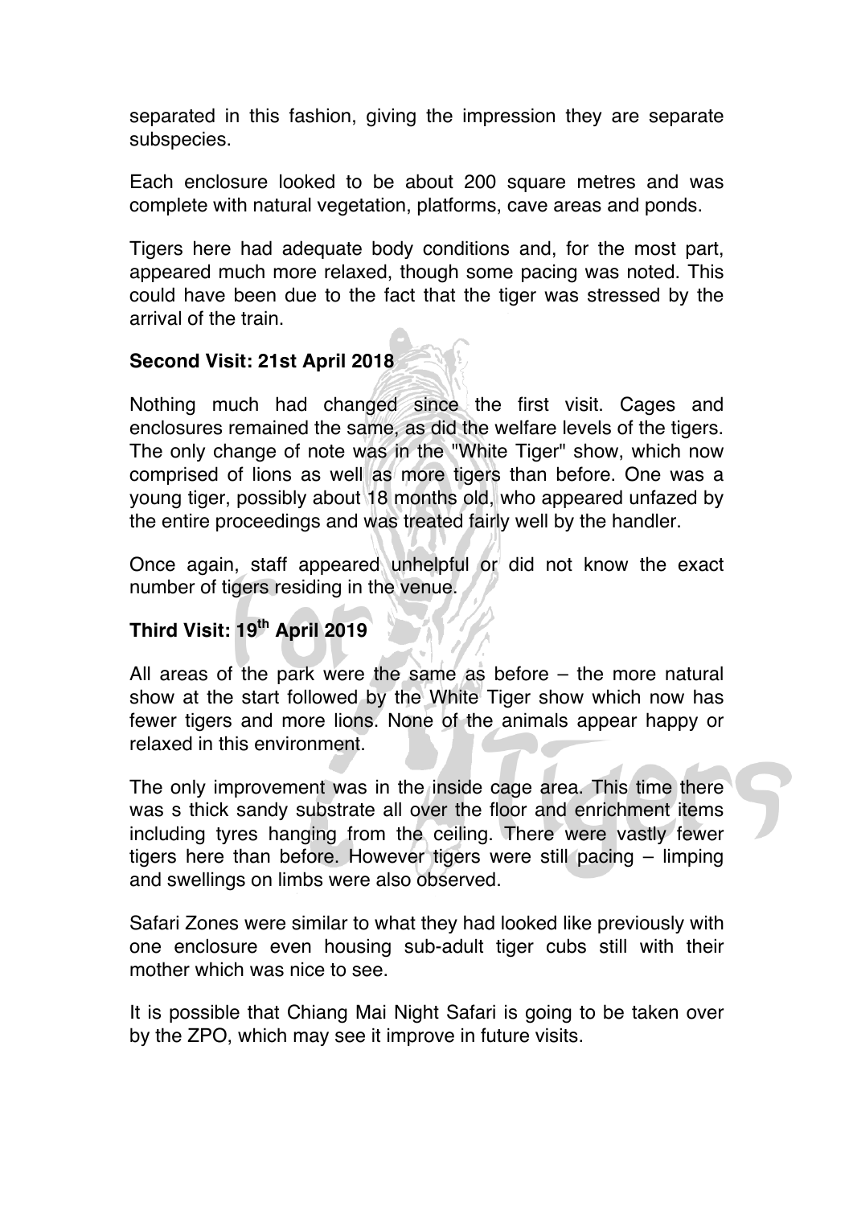separated in this fashion, giving the impression they are separate subspecies.

Each enclosure looked to be about 200 square metres and was complete with natural vegetation, platforms, cave areas and ponds.

Tigers here had adequate body conditions and, for the most part, appeared much more relaxed, though some pacing was noted. This could have been due to the fact that the tiger was stressed by the arrival of the train.

**Second Visit: 21st April 2018**

Nothing much had changed since the first visit. Cages and enclosures remained the same, as did the welfare levels of the tigers. The only change of note was in the "White Tiger" show, which now comprised of lions as well as more tigers than before. One was a young tiger, possibly about 18 months old, who appeared unfazed by the entire proceedings and was treated fairly well by the handler.

Once again, staff appeared unhelpful or did not know the exact number of tigers residing in the venue.

**Third Visit: 19th April 2019**

All areas of the park were the same as before – the more natural show at the start followed by the White Tiger show which now has fewer tigers and more lions. None of the animals appear happy or relaxed in this environment.

The only improvement was in the inside cage area. This time there was s thick sandy substrate all over the floor and enrichment items including tyres hanging from the ceiling. There were vastly fewer tigers here than before. However tigers were still pacing – limping and swellings on limbs were also observed.

Safari Zones were similar to what they had looked like previously with one enclosure even housing sub-adult tiger cubs still with their mother which was nice to see.

It is possible that Chiang Mai Night Safari is going to be taken over by the ZPO, which may see it improve in future visits.